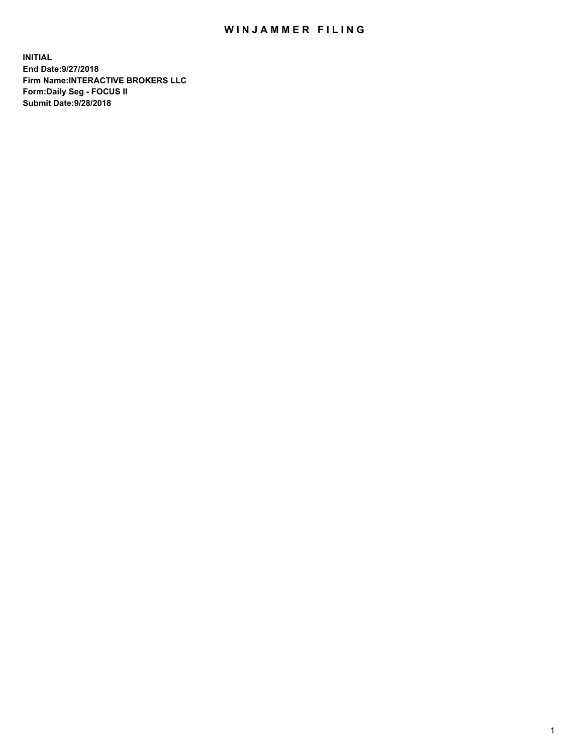# WINJAMMER FILING

**INITIAL**
**End Date:9/27/2018**
**Firm Name:INTERACTIVE BROKERS LLC**
**Form:Daily Seg - FOCUS II**
**Submit Date:9/28/2018**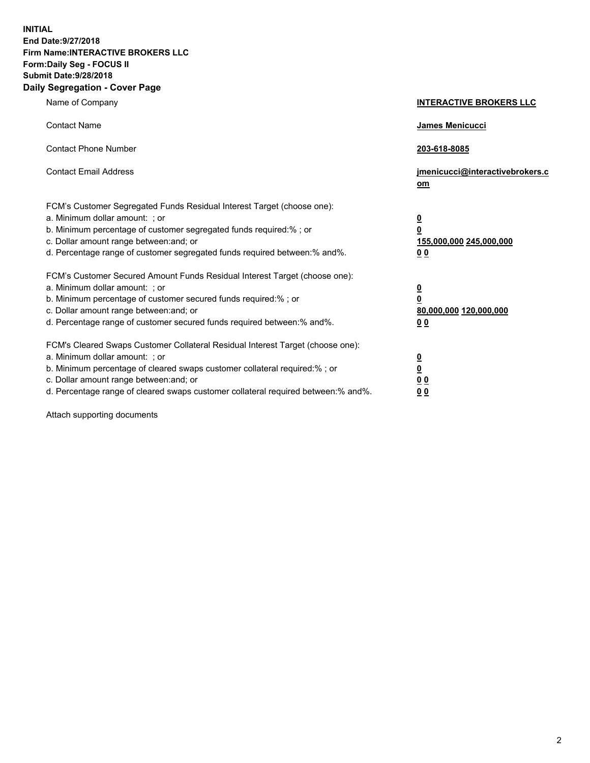**INITIAL**
**End Date:9/27/2018**
**Firm Name:INTERACTIVE BROKERS LLC**
**Form:Daily Seg - FOCUS II**
**Submit Date:9/28/2018**
**Daily Segregation - Cover Page**

| | |
|---|---|
| Name of Company | **INTERACTIVE BROKERS LLC** |
| Contact Name | **James Menicucci** |
| Contact Phone Number | **203-618-8085** |
| Contact Email Address | **jmenicucci@interactivebrokers.com** |

FCM's Customer Segregated Funds Residual Interest Target (choose one):

| | |
|---|---|
| a. Minimum dollar amount: ; or | **0** |
| b. Minimum percentage of customer segregated funds required:% ; or | **0** |
| c. Dollar amount range between:and; or | **155,000,000 245,000,000** |
| d. Percentage range of customer segregated funds required between:% and%. | **0 0** |

FCM's Customer Secured Amount Funds Residual Interest Target (choose one):

| | |
|---|---|
| a. Minimum dollar amount: ; or | **0** |
| b. Minimum percentage of customer secured funds required:% ; or | **0** |
| c. Dollar amount range between:and; or | **80,000,000 120,000,000** |
| d. Percentage range of customer secured funds required between:% and%. | **0 0** |

FCM's Cleared Swaps Customer Collateral Residual Interest Target (choose one):

| | |
|---|---|
| a. Minimum dollar amount: ; or | **0** |
| b. Minimum percentage of cleared swaps customer collateral required:% ; or | **0** |
| c. Dollar amount range between:and; or | **0 0** |
| d. Percentage range of cleared swaps customer collateral required between:% and%. | **0 0** |

Attach supporting documents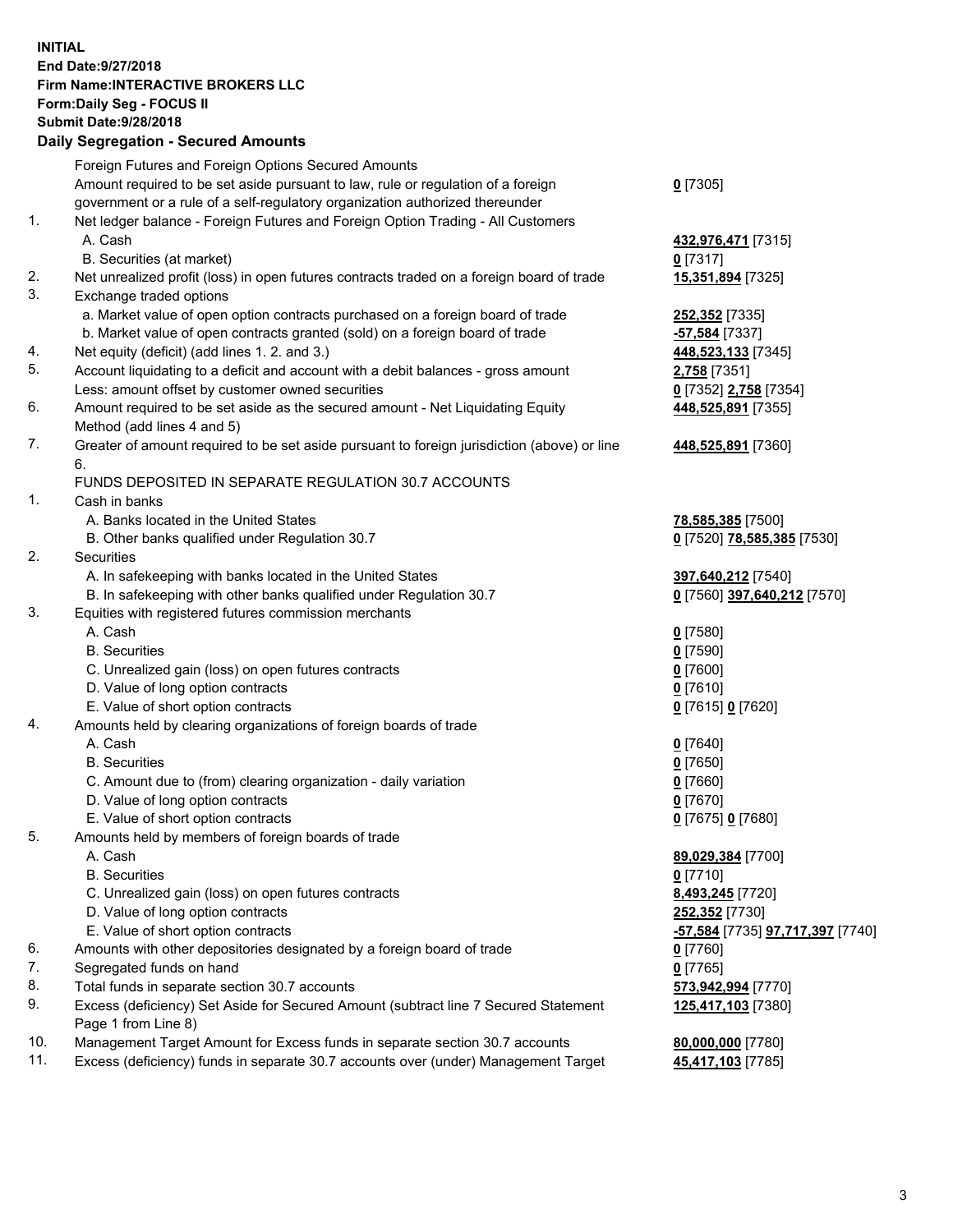**INITIAL**
**End Date:9/27/2018**
**Firm Name:INTERACTIVE BROKERS LLC**
**Form:Daily Seg - FOCUS II**
**Submit Date:9/28/2018**
**Daily Segregation - Secured Amounts**

| | | |
|---|---|---|
| | Foreign Futures and Foreign Options Secured Amounts | |
| | Amount required to be set aside pursuant to law, rule or regulation of a foreign government or a rule of a self-regulatory organization authorized thereunder | **0** [7305] |
| 1. | Net ledger balance - Foreign Futures and Foreign Option Trading - All Customers | |
| | A. Cash | **432,976,471** [7315] |
| | B. Securities (at market) | **0** [7317] |
| 2. | Net unrealized profit (loss) in open futures contracts traded on a foreign board of trade | **15,351,894** [7325] |
| 3. | Exchange traded options | |
| | a. Market value of open option contracts purchased on a foreign board of trade | **252,352** [7335] |
| | b. Market value of open contracts granted (sold) on a foreign board of trade | **-57,584** [7337] |
| 4. | Net equity (deficit) (add lines 1. 2. and 3.) | **448,523,133** [7345] |
| 5. | Account liquidating to a deficit and account with a debit balances - gross amount | **2,758** [7351] |
| | Less: amount offset by customer owned securities | **0** [7352] **2,758** [7354] |
| 6. | Amount required to be set aside as the secured amount - Net Liquidating Equity Method (add lines 4 and 5) | **448,525,891** [7355] |
| 7. | Greater of amount required to be set aside pursuant to foreign jurisdiction (above) or line 6. | **448,525,891** [7360] |
| | FUNDS DEPOSITED IN SEPARATE REGULATION 30.7 ACCOUNTS | |
| 1. | Cash in banks | |
| | A. Banks located in the United States | **78,585,385** [7500] |
| | B. Other banks qualified under Regulation 30.7 | **0** [7520] **78,585,385** [7530] |
| 2. | Securities | |
| | A. In safekeeping with banks located in the United States | **397,640,212** [7540] |
| | B. In safekeeping with other banks qualified under Regulation 30.7 | **0** [7560] **397,640,212** [7570] |
| 3. | Equities with registered futures commission merchants | |
| | A. Cash | **0** [7580] |
| | B. Securities | **0** [7590] |
| | C. Unrealized gain (loss) on open futures contracts | **0** [7600] |
| | D. Value of long option contracts | **0** [7610] |
| | E. Value of short option contracts | **0** [7615] **0** [7620] |
| 4. | Amounts held by clearing organizations of foreign boards of trade | |
| | A. Cash | **0** [7640] |
| | B. Securities | **0** [7650] |
| | C. Amount due to (from) clearing organization - daily variation | **0** [7660] |
| | D. Value of long option contracts | **0** [7670] |
| | E. Value of short option contracts | **0** [7675] **0** [7680] |
| 5. | Amounts held by members of foreign boards of trade | |
| | A. Cash | **89,029,384** [7700] |
| | B. Securities | **0** [7710] |
| | C. Unrealized gain (loss) on open futures contracts | **8,493,245** [7720] |
| | D. Value of long option contracts | **252,352** [7730] |
| | E. Value of short option contracts | **-57,584** [7735] **97,717,397** [7740] |
| 6. | Amounts with other depositories designated by a foreign board of trade | **0** [7760] |
| 7. | Segregated funds on hand | **0** [7765] |
| 8. | Total funds in separate section 30.7 accounts | **573,942,994** [7770] |
| 9. | Excess (deficiency) Set Aside for Secured Amount (subtract line 7 Secured Statement Page 1 from Line 8) | **125,417,103** [7380] |
| 10. | Management Target Amount for Excess funds in separate section 30.7 accounts | **80,000,000** [7780] |
| 11. | Excess (deficiency) funds in separate 30.7 accounts over (under) Management Target | **45,417,103** [7785] |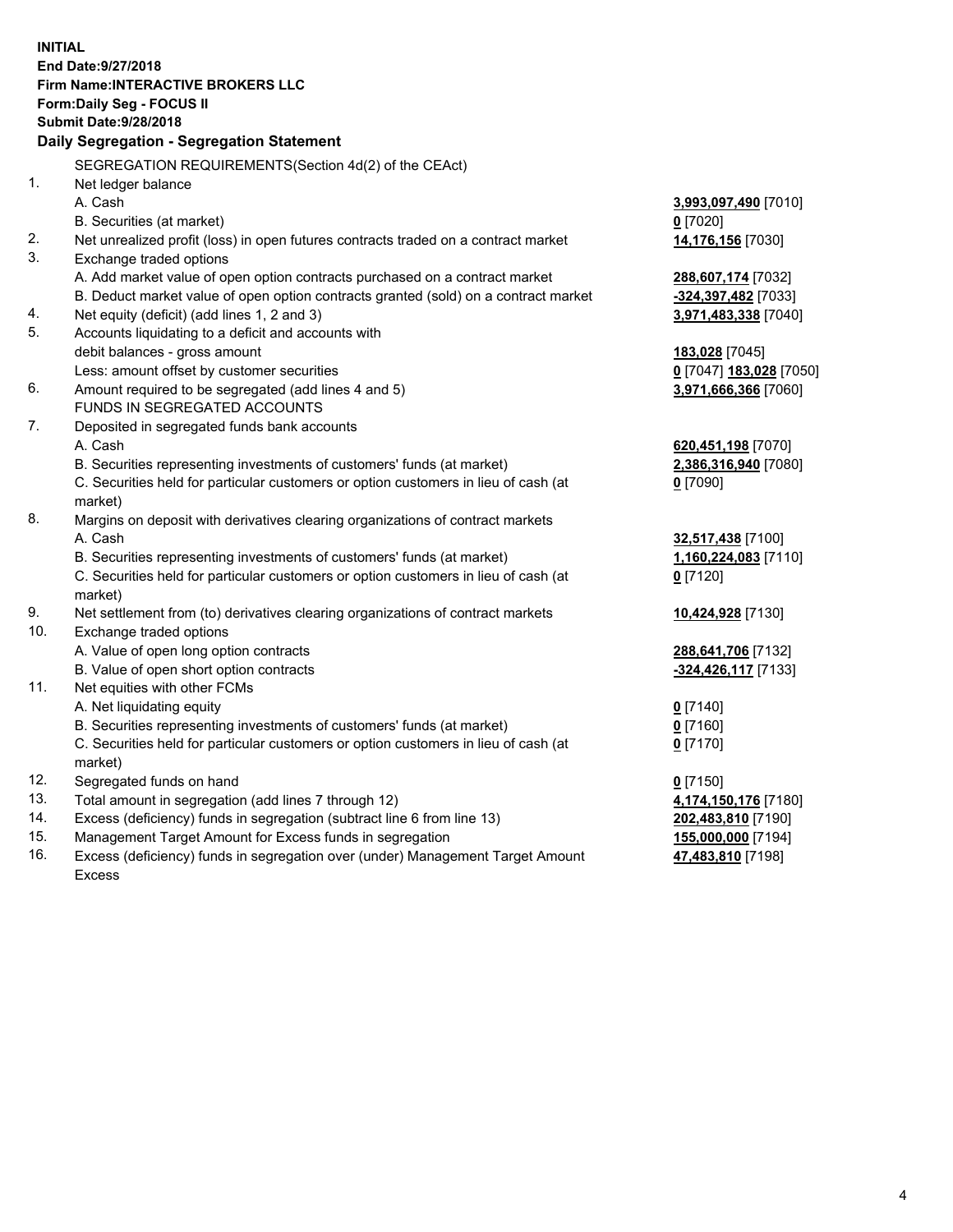**INITIAL**
**End Date:9/27/2018**
**Firm Name:INTERACTIVE BROKERS LLC**
**Form:Daily Seg - FOCUS II**
**Submit Date:9/28/2018**
**Daily Segregation - Segregation Statement**

SEGREGATION REQUIREMENTS(Section 4d(2) of the CEAct)

| | | |
|---|---|---|
| 1. | Net ledger balance | |
| | A. Cash | **3,993,097,490** [7010] |
| | B. Securities (at market) | **0** [7020] |
| 2. | Net unrealized profit (loss) in open futures contracts traded on a contract market | **14,176,156** [7030] |
| 3. | Exchange traded options | |
| | A. Add market value of open option contracts purchased on a contract market | **288,607,174** [7032] |
| | B. Deduct market value of open option contracts granted (sold) on a contract market | **-324,397,482** [7033] |
| 4. | Net equity (deficit) (add lines 1, 2 and 3) | **3,971,483,338** [7040] |
| 5. | Accounts liquidating to a deficit and accounts with debit balances - gross amount | **183,028** [7045] |
| | Less: amount offset by customer securities | **0** [7047] **183,028** [7050] |
| 6. | Amount required to be segregated (add lines 4 and 5) | **3,971,666,366** [7060] |
| | FUNDS IN SEGREGATED ACCOUNTS | |
| 7. | Deposited in segregated funds bank accounts | |
| | A. Cash | **620,451,198** [7070] |
| | B. Securities representing investments of customers' funds (at market) | **2,386,316,940** [7080] |
| | C. Securities held for particular customers or option customers in lieu of cash (at market) | **0** [7090] |
| 8. | Margins on deposit with derivatives clearing organizations of contract markets | |
| | A. Cash | **32,517,438** [7100] |
| | B. Securities representing investments of customers' funds (at market) | **1,160,224,083** [7110] |
| | C. Securities held for particular customers or option customers in lieu of cash (at market) | **0** [7120] |
| 9. | Net settlement from (to) derivatives clearing organizations of contract markets | **10,424,928** [7130] |
| 10. | Exchange traded options | |
| | A. Value of open long option contracts | **288,641,706** [7132] |
| | B. Value of open short option contracts | **-324,426,117** [7133] |
| 11. | Net equities with other FCMs | |
| | A. Net liquidating equity | **0** [7140] |
| | B. Securities representing investments of customers' funds (at market) | **0** [7160] |
| | C. Securities held for particular customers or option customers in lieu of cash (at market) | **0** [7170] |
| 12. | Segregated funds on hand | **0** [7150] |
| 13. | Total amount in segregation (add lines 7 through 12) | **4,174,150,176** [7180] |
| 14. | Excess (deficiency) funds in segregation (subtract line 6 from line 13) | **202,483,810** [7190] |
| 15. | Management Target Amount for Excess funds in segregation | **155,000,000** [7194] |
| 16. | Excess (deficiency) funds in segregation over (under) Management Target Amount Excess | **47,483,810** [7198] |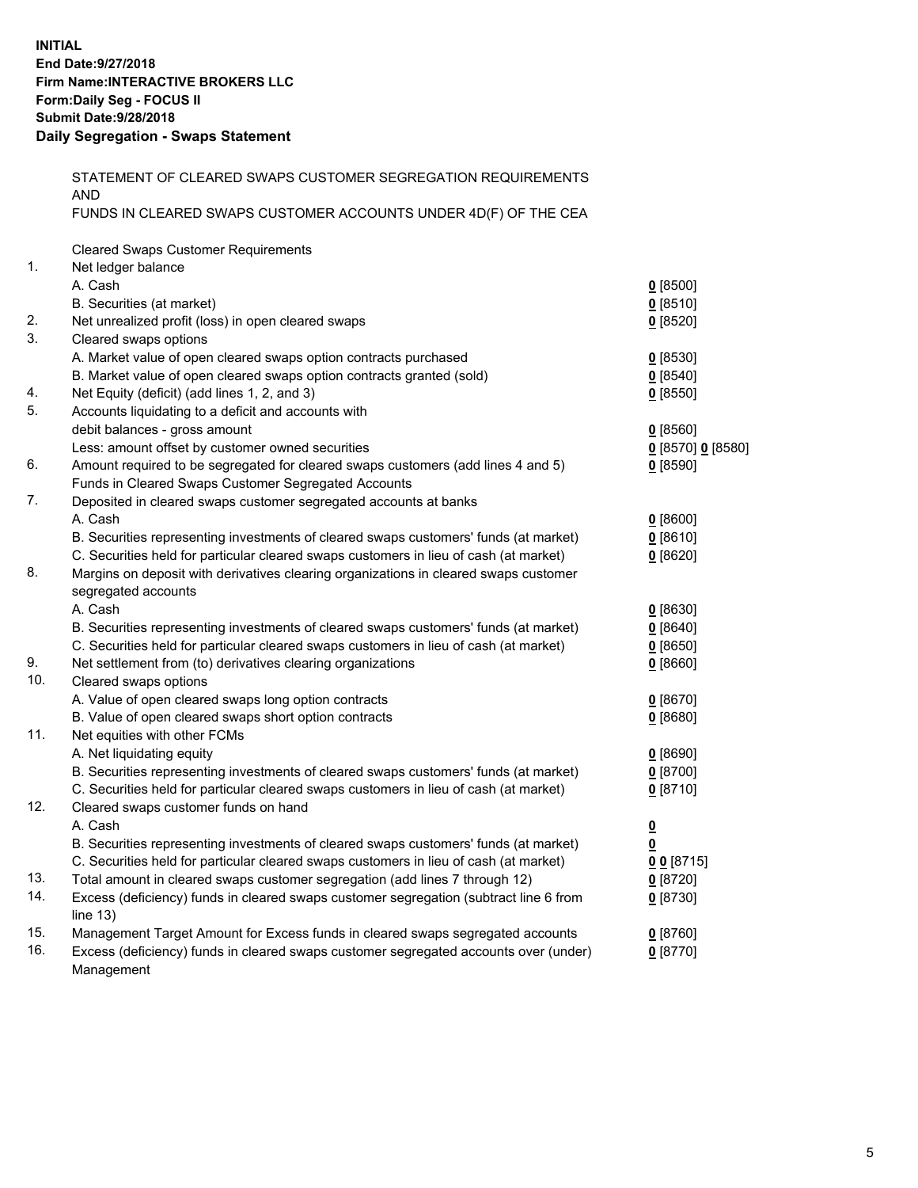**INITIAL**
**End Date:9/27/2018**
**Firm Name:INTERACTIVE BROKERS LLC**
**Form:Daily Seg - FOCUS II**
**Submit Date:9/28/2018**
**Daily Segregation - Swaps Statement**

STATEMENT OF CLEARED SWAPS CUSTOMER SEGREGATION REQUIREMENTS AND FUNDS IN CLEARED SWAPS CUSTOMER ACCOUNTS UNDER 4D(F) OF THE CEA

| | | |
|---|---|---|
| | Cleared Swaps Customer Requirements | |
| 1. | Net ledger balance | |
| | A. Cash | 0 [8500] |
| | B. Securities (at market) | 0 [8510] |
| 2. | Net unrealized profit (loss) in open cleared swaps | 0 [8520] |
| 3. | Cleared swaps options | |
| | A. Market value of open cleared swaps option contracts purchased | 0 [8530] |
| | B. Market value of open cleared swaps option contracts granted (sold) | 0 [8540] |
| 4. | Net Equity (deficit) (add lines 1, 2, and 3) | 0 [8550] |
| 5. | Accounts liquidating to a deficit and accounts with | |
| | debit balances - gross amount | 0 [8560] |
| | Less: amount offset by customer owned securities | 0 [8570] 0 [8580] |
| 6. | Amount required to be segregated for cleared swaps customers (add lines 4 and 5) | 0 [8590] |
| | Funds in Cleared Swaps Customer Segregated Accounts | |
| 7. | Deposited in cleared swaps customer segregated accounts at banks | |
| | A. Cash | 0 [8600] |
| | B. Securities representing investments of cleared swaps customers' funds (at market) | 0 [8610] |
| | C. Securities held for particular cleared swaps customers in lieu of cash (at market) | 0 [8620] |
| 8. | Margins on deposit with derivatives clearing organizations in cleared swaps customer segregated accounts | |
| | A. Cash | 0 [8630] |
| | B. Securities representing investments of cleared swaps customers' funds (at market) | 0 [8640] |
| | C. Securities held for particular cleared swaps customers in lieu of cash (at market) | 0 [8650] |
| 9. | Net settlement from (to) derivatives clearing organizations | 0 [8660] |
| 10. | Cleared swaps options | |
| | A. Value of open cleared swaps long option contracts | 0 [8670] |
| | B. Value of open cleared swaps short option contracts | 0 [8680] |
| 11. | Net equities with other FCMs | |
| | A. Net liquidating equity | 0 [8690] |
| | B. Securities representing investments of cleared swaps customers' funds (at market) | 0 [8700] |
| | C. Securities held for particular cleared swaps customers in lieu of cash (at market) | 0 [8710] |
| 12. | Cleared swaps customer funds on hand | |
| | A. Cash | 0 |
| | B. Securities representing investments of cleared swaps customers' funds (at market) | 0 |
| | C. Securities held for particular cleared swaps customers in lieu of cash (at market) | 0 0 [8715] |
| 13. | Total amount in cleared swaps customer segregation (add lines 7 through 12) | 0 [8720] |
| 14. | Excess (deficiency) funds in cleared swaps customer segregation (subtract line 6 from line 13) | 0 [8730] |
| 15. | Management Target Amount for Excess funds in cleared swaps segregated accounts | 0 [8760] |
| 16. | Excess (deficiency) funds in cleared swaps customer segregated accounts over (under) Management | 0 [8770] |